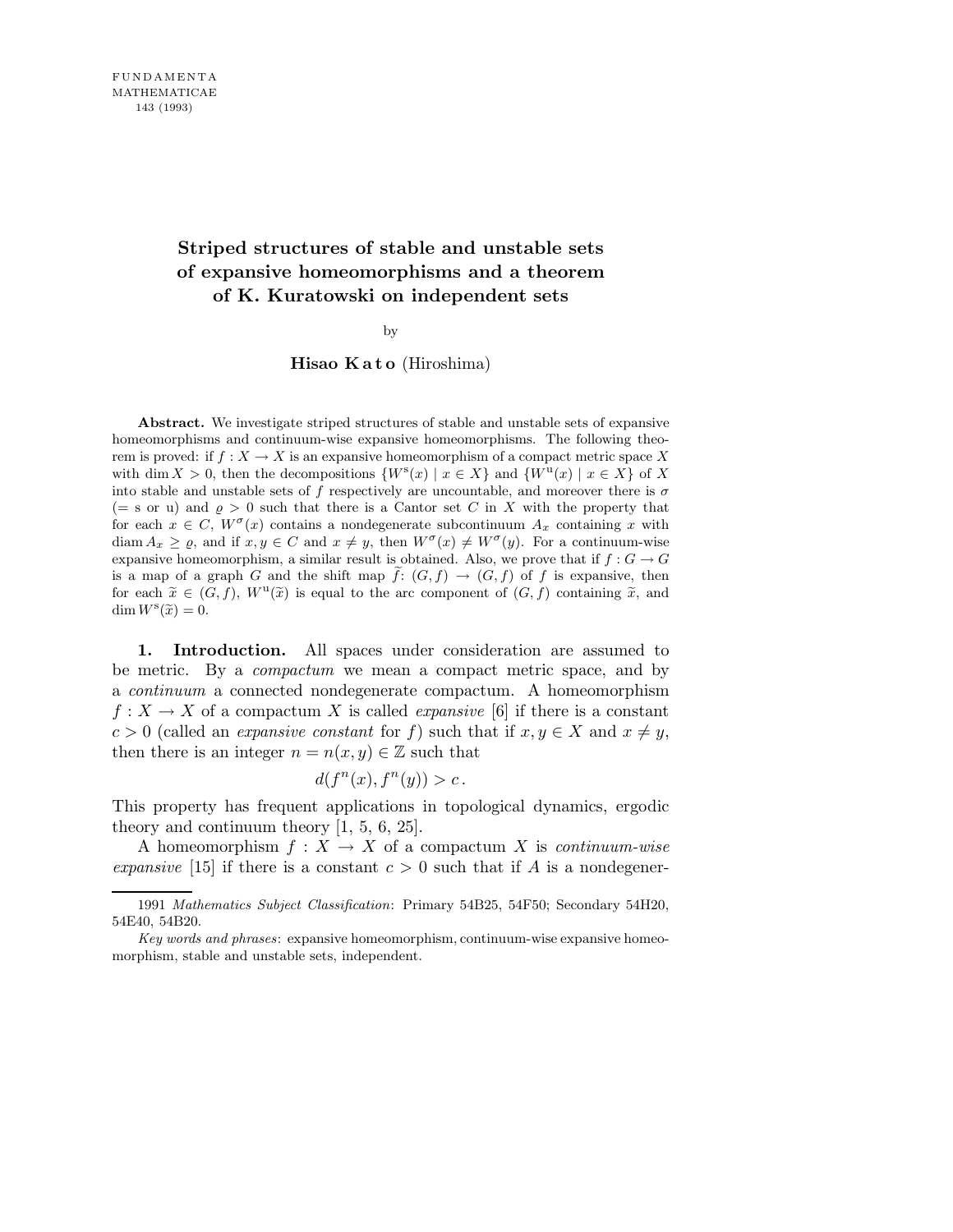FUNDAMENTA
MATHEMATICAE
143 (1993)

# Striped structures of stable and unstable sets of expansive homeomorphisms and a theorem of K. Kuratowski on independent sets

by

**Hisao Kato** (Hiroshima)

**Abstract.** We investigate striped structures of stable and unstable sets of expansive homeomorphisms and continuum-wise expansive homeomorphisms. The following theorem is proved: if $f : X \to X$ is an expansive homeomorphism of a compact metric space $X$ with $\dim X > 0$, then the decompositions $\{W^{\mathrm{s}}(x) \mid x \in X\}$ and $\{W^{\mathrm{u}}(x) \mid x \in X\}$ of $X$ into stable and unstable sets of $f$ respectively are uncountable, and moreover there is $\sigma$ (= s or u) and $\varrho > 0$ such that there is a Cantor set $C$ in $X$ with the property that for each $x \in C$, $W^{\sigma}(x)$ contains a nondegenerate subcontinuum $A_x$ containing $x$ with $\operatorname{diam} A_x \geq \varrho$, and if $x, y \in C$ and $x \neq y$, then $W^{\sigma}(x) \neq W^{\sigma}(y)$. For a continuum-wise expansive homeomorphism, a similar result is obtained. Also, we prove that if $f : G \to G$ is a map of a graph $G$ and the shift map $\widetilde{f}$: $(G, f) \to (G, f)$ of $f$ is expansive, then for each $\widetilde{x} \in (G, f)$, $W^{\mathrm{u}}(\widetilde{x})$ is equal to the arc component of $(G, f)$ containing $\widetilde{x}$, and $\dim W^{\mathrm{s}}(\widetilde{x}) = 0$.

**1. Introduction.** All spaces under consideration are assumed to be metric. By a *compactum* we mean a compact metric space, and by a *continuum* a connected nondegenerate compactum. A homeomorphism $f : X \to X$ of a compactum $X$ is called *expansive* [6] if there is a constant $c > 0$ (called an *expansive constant* for $f$) such that if $x, y \in X$ and $x \neq y$, then there is an integer $n = n(x, y) \in \mathbb{Z}$ such that

$$d(f^n(x), f^n(y)) > c\,.$$

This property has frequent applications in topological dynamics, ergodic theory and continuum theory [1, 5, 6, 25].

A homeomorphism $f : X \to X$ of a compactum $X$ is *continuum-wise expansive* [15] if there is a constant $c > 0$ such that if $A$ is a nondegener-

---

1991 *Mathematics Subject Classification*: Primary 54B25, 54F50; Secondary 54H20, 54E40, 54B20.

*Key words and phrases*: expansive homeomorphism, continuum-wise expansive homeomorphism, stable and unstable sets, independent.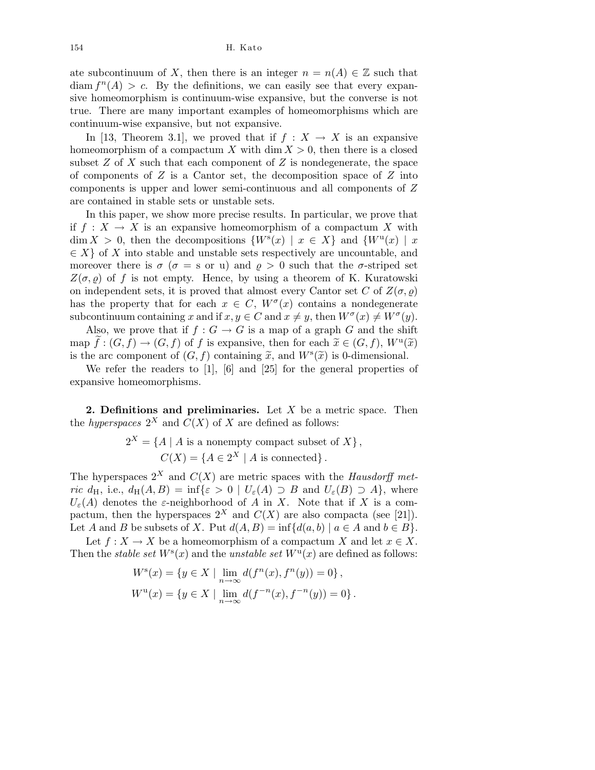ate subcontinuum of $X$, then there is an integer $n = n(A) \in \mathbb{Z}$ such that $\operatorname{diam} f^n(A) > c$. By the definitions, we can easily see that every expansive homeomorphism is continuum-wise expansive, but the converse is not true. There are many important examples of homeomorphisms which are continuum-wise expansive, but not expansive.

In [13, Theorem 3.1], we proved that if $f : X \to X$ is an expansive homeomorphism of a compactum $X$ with $\dim X > 0$, then there is a closed subset $Z$ of $X$ such that each component of $Z$ is nondegenerate, the space of components of $Z$ is a Cantor set, the decomposition space of $Z$ into components is upper and lower semi-continuous and all components of $Z$ are contained in stable sets or unstable sets.

In this paper, we show more precise results. In particular, we prove that if $f : X \to X$ is an expansive homeomorphism of a compactum $X$ with $\dim X > 0$, then the decompositions $\{W^{\mathrm{s}}(x) \mid x \in X\}$ and $\{W^{\mathrm{u}}(x) \mid x \in X\}$ of $X$ into stable and unstable sets respectively are uncountable, and moreover there is $\sigma$ ($\sigma = \mathrm{s}$ or $\mathrm{u}$) and $\varrho > 0$ such that the $\sigma$-striped set $Z(\sigma, \varrho)$ of $f$ is not empty. Hence, by using a theorem of K. Kuratowski on independent sets, it is proved that almost every Cantor set $C$ of $Z(\sigma, \varrho)$ has the property that for each $x \in C$, $W^{\sigma}(x)$ contains a nondegenerate subcontinuum containing $x$ and if $x, y \in C$ and $x \neq y$, then $W^{\sigma}(x) \neq W^{\sigma}(y)$.

Also, we prove that if $f : G \to G$ is a map of a graph $G$ and the shift map $\widetilde{f} : (G, f) \to (G, f)$ of $f$ is expansive, then for each $\widetilde{x} \in (G, f)$, $W^{\mathrm{u}}(\widetilde{x})$ is the arc component of $(G, f)$ containing $\widetilde{x}$, and $W^{\mathrm{s}}(\widetilde{x})$ is 0-dimensional.

We refer the readers to [1], [6] and [25] for the general properties of expansive homeomorphisms.

## 2. Definitions and preliminaries.

Let $X$ be a metric space. Then the *hyperspaces* $2^X$ and $C(X)$ of $X$ are defined as follows:

$$2^X = \{A \mid A \text{ is a nonempty compact subset of } X\},$$
$$C(X) = \{A \in 2^X \mid A \text{ is connected}\}.$$

The hyperspaces $2^X$ and $C(X)$ are metric spaces with the *Hausdorff metric* $d_{\mathrm{H}}$, i.e., $d_{\mathrm{H}}(A, B) = \inf\{\varepsilon > 0 \mid U_\varepsilon(A) \supset B \text{ and } U_\varepsilon(B) \supset A\}$, where $U_\varepsilon(A)$ denotes the $\varepsilon$-neighborhood of $A$ in $X$. Note that if $X$ is a compactum, then the hyperspaces $2^X$ and $C(X)$ are also compacta (see [21]). Let $A$ and $B$ be subsets of $X$. Put $d(A, B) = \inf\{d(a, b) \mid a \in A \text{ and } b \in B\}$.

Let $f : X \to X$ be a homeomorphism of a compactum $X$ and let $x \in X$. Then the *stable set* $W^{\mathrm{s}}(x)$ and the *unstable set* $W^{\mathrm{u}}(x)$ are defined as follows:

$$W^{\mathrm{s}}(x) = \{y \in X \mid \lim_{n \to \infty} d(f^n(x), f^n(y)) = 0\},$$
$$W^{\mathrm{u}}(x) = \{y \in X \mid \lim_{n \to \infty} d(f^{-n}(x), f^{-n}(y)) = 0\}.$$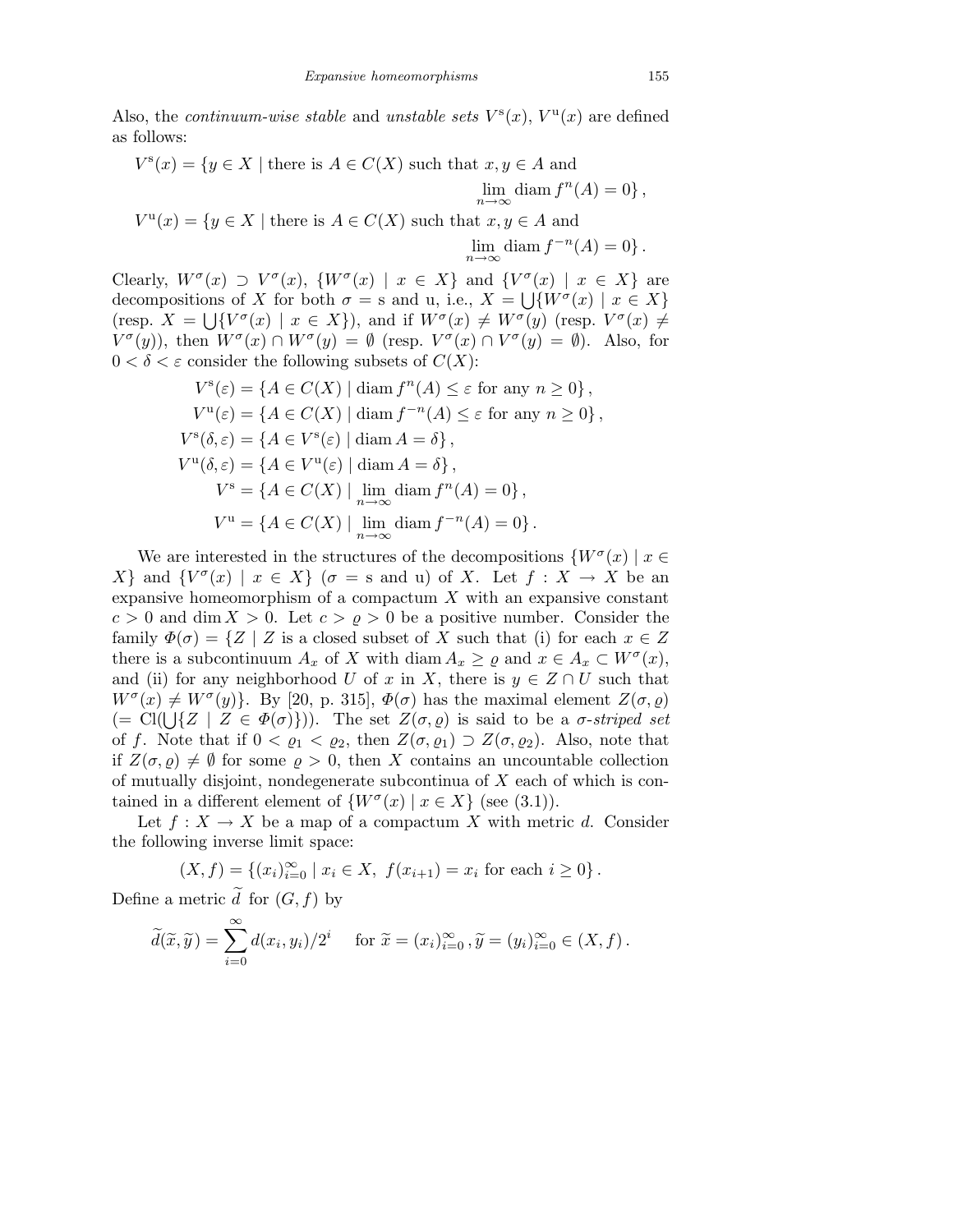Also, the *continuum-wise stable* and *unstable sets* $V^{\mathrm{s}}(x)$, $V^{\mathrm{u}}(x)$ are defined as follows:

$$V^{\mathrm{s}}(x) = \{y \in X \mid \text{there is } A \in C(X) \text{ such that } x, y \in A \text{ and } \lim_{n\to\infty} \operatorname{diam} f^n(A) = 0\},$$

$$V^{\mathrm{u}}(x) = \{y \in X \mid \text{there is } A \in C(X) \text{ such that } x, y \in A \text{ and } \lim_{n\to\infty} \operatorname{diam} f^{-n}(A) = 0\}.$$

Clearly, $W^\sigma(x) \supset V^\sigma(x)$, $\{W^\sigma(x) \mid x \in X\}$ and $\{V^\sigma(x) \mid x \in X\}$ are decompositions of $X$ for both $\sigma = \mathrm{s}$ and $\mathrm{u}$, i.e., $X = \bigcup\{W^\sigma(x) \mid x \in X\}$ (resp. $X = \bigcup\{V^\sigma(x) \mid x \in X\}$), and if $W^\sigma(x) \neq W^\sigma(y)$ (resp. $V^\sigma(x) \neq V^\sigma(y)$), then $W^\sigma(x) \cap W^\sigma(y) = \emptyset$ (resp. $V^\sigma(x) \cap V^\sigma(y) = \emptyset$). Also, for $0 < \delta < \varepsilon$ consider the following subsets of $C(X)$:

$$V^{\mathrm{s}}(\varepsilon) = \{A \in C(X) \mid \operatorname{diam} f^n(A) \le \varepsilon \text{ for any } n \ge 0\},$$
$$V^{\mathrm{u}}(\varepsilon) = \{A \in C(X) \mid \operatorname{diam} f^{-n}(A) \le \varepsilon \text{ for any } n \ge 0\},$$
$$V^{\mathrm{s}}(\delta, \varepsilon) = \{A \in V^{\mathrm{s}}(\varepsilon) \mid \operatorname{diam} A = \delta\},$$
$$V^{\mathrm{u}}(\delta, \varepsilon) = \{A \in V^{\mathrm{u}}(\varepsilon) \mid \operatorname{diam} A = \delta\},$$
$$V^{\mathrm{s}} = \{A \in C(X) \mid \lim_{n\to\infty} \operatorname{diam} f^n(A) = 0\},$$
$$V^{\mathrm{u}} = \{A \in C(X) \mid \lim_{n\to\infty} \operatorname{diam} f^{-n}(A) = 0\}.$$

We are interested in the structures of the decompositions $\{W^\sigma(x) \mid x \in X\}$ and $\{V^\sigma(x) \mid x \in X\}$ ($\sigma = \mathrm{s}$ and $\mathrm{u}$) of $X$. Let $f : X \to X$ be an expansive homeomorphism of a compactum $X$ with an expansive constant $c > 0$ and $\dim X > 0$. Let $c > \varrho > 0$ be a positive number. Consider the family $\Phi(\sigma) = \{Z \mid Z$ is a closed subset of $X$ such that (i) for each $x \in Z$ there is a subcontinuum $A_x$ of $X$ with $\operatorname{diam} A_x \ge \varrho$ and $x \in A_x \subset W^\sigma(x)$, and (ii) for any neighborhood $U$ of $x$ in $X$, there is $y \in Z \cap U$ such that $W^\sigma(x) \neq W^\sigma(y)\}$. By [20, p. 315], $\Phi(\sigma)$ has the maximal element $Z(\sigma, \varrho)$ ($= \mathrm{Cl}(\bigcup\{Z \mid Z \in \Phi(\sigma)\})$). The set $Z(\sigma, \varrho)$ is said to be a *$\sigma$-striped set* of $f$. Note that if $0 < \varrho_1 < \varrho_2$, then $Z(\sigma, \varrho_1) \supset Z(\sigma, \varrho_2)$. Also, note that if $Z(\sigma, \varrho) \neq \emptyset$ for some $\varrho > 0$, then $X$ contains an uncountable collection of mutually disjoint, nondegenerate subcontinua of $X$ each of which is contained in a different element of $\{W^\sigma(x) \mid x \in X\}$ (see (3.1)).

Let $f : X \to X$ be a map of a compactum $X$ with metric $d$. Consider the following inverse limit space:

$$(X, f) = \{(x_i)_{i=0}^\infty \mid x_i \in X,\ f(x_{i+1}) = x_i \text{ for each } i \ge 0\}.$$

Define a metric $\widetilde{d}$ for $(G, f)$ by

$$\widetilde{d}(\widetilde{x}, \widetilde{y}) = \sum_{i=0}^\infty d(x_i, y_i)/2^i \quad \text{ for } \widetilde{x} = (x_i)_{i=0}^\infty, \widetilde{y} = (y_i)_{i=0}^\infty \in (X, f).$$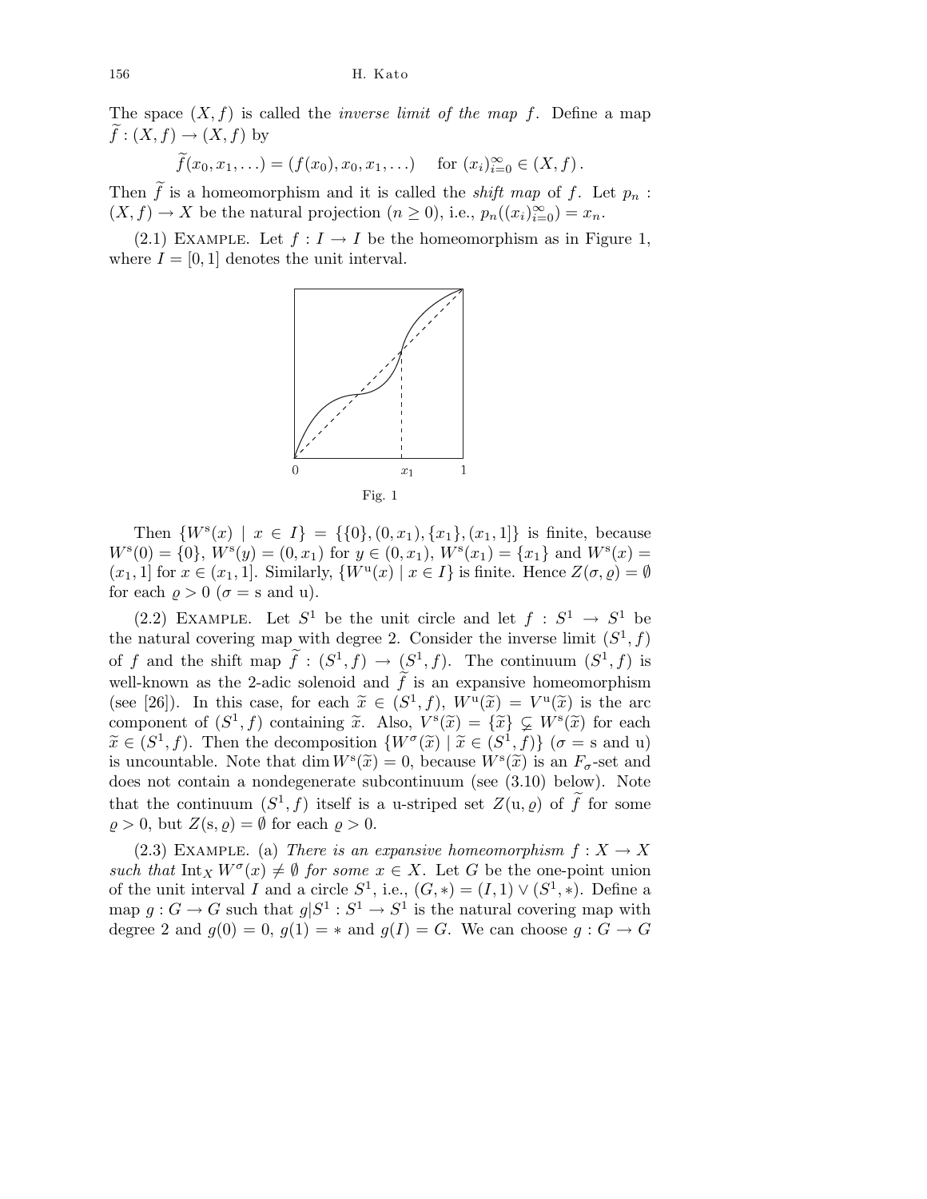The space $(X, f)$ is called the *inverse limit of the map* $f$. Define a map $\widetilde{f} : (X, f) \to (X, f)$ by

$$\widetilde{f}(x_0, x_1, \ldots) = (f(x_0), x_0, x_1, \ldots) \quad \text{for } (x_i)_{i=0}^{\infty} \in (X, f)\,.$$

Then $\widetilde{f}$ is a homeomorphism and it is called the *shift map* of $f$. Let $p_n : (X, f) \to X$ be the natural projection $(n \geq 0)$, i.e., $p_n((x_i)_{i=0}^{\infty}) = x_n$.

(2.1) Example. Let $f : I \to I$ be the homeomorphism as in Figure 1, where $I = [0, 1]$ denotes the unit interval.

Fig. 1

Then $\{W^{\mathrm{s}}(x) \mid x \in I\} = \{\{0\}, (0, x_1), \{x_1\}, (x_1, 1]\}$ is finite, because $W^{\mathrm{s}}(0) = \{0\}$, $W^{\mathrm{s}}(y) = (0, x_1)$ for $y \in (0, x_1)$, $W^{\mathrm{s}}(x_1) = \{x_1\}$ and $W^{\mathrm{s}}(x) = (x_1, 1]$ for $x \in (x_1, 1]$. Similarly, $\{W^{\mathrm{u}}(x) \mid x \in I\}$ is finite. Hence $Z(\sigma, \varrho) = \emptyset$ for each $\varrho > 0$ ($\sigma = $ s and u).

(2.2) Example. Let $S^1$ be the unit circle and let $f : S^1 \to S^1$ be the natural covering map with degree 2. Consider the inverse limit $(S^1, f)$ of $f$ and the shift map $\widetilde{f} : (S^1, f) \to (S^1, f)$. The continuum $(S^1, f)$ is well-known as the 2-adic solenoid and $\widetilde{f}$ is an expansive homeomorphism (see [26]). In this case, for each $\widetilde{x} \in (S^1, f)$, $W^{\mathrm{u}}(\widetilde{x}) = V^{\mathrm{u}}(\widetilde{x})$ is the arc component of $(S^1, f)$ containing $\widetilde{x}$. Also, $V^{\mathrm{s}}(\widetilde{x}) = \{\widetilde{x}\} \subsetneq W^{\mathrm{s}}(\widetilde{x})$ for each $\widetilde{x} \in (S^1, f)$. Then the decomposition $\{W^{\sigma}(\widetilde{x}) \mid \widetilde{x} \in (S^1, f)\}$ ($\sigma = $ s and u) is uncountable. Note that $\dim W^{\mathrm{s}}(\widetilde{x}) = 0$, because $W^{\mathrm{s}}(\widetilde{x})$ is an $F_{\sigma}$-set and does not contain a nondegenerate subcontinuum (see (3.10) below). Note that the continuum $(S^1, f)$ itself is a u-striped set $Z(\mathrm{u}, \varrho)$ of $\widetilde{f}$ for some $\varrho > 0$, but $Z(\mathrm{s}, \varrho) = \emptyset$ for each $\varrho > 0$.

(2.3) Example. (a) *There is an expansive homeomorphism $f : X \to X$ such that $\mathrm{Int}_X\, W^{\sigma}(x) \neq \emptyset$ for some $x \in X$.* Let $G$ be the one-point union of the unit interval $I$ and a circle $S^1$, i.e., $(G, *) = (I, 1) \vee (S^1, *)$. Define a map $g : G \to G$ such that $g|S^1 : S^1 \to S^1$ is the natural covering map with degree 2 and $g(0) = 0$, $g(1) = *$ and $g(I) = G$. We can choose $g : G \to G$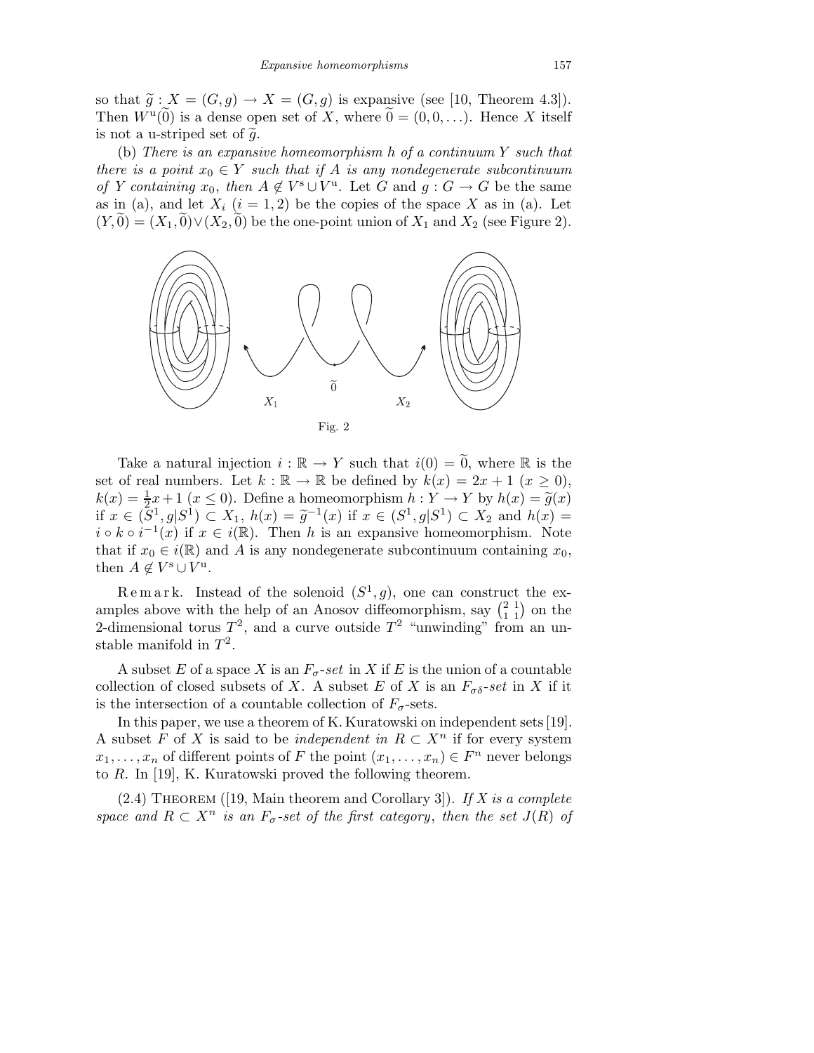so that $\widetilde{g} : X = (G, g) \to X = (G, g)$ is expansive (see [10, Theorem 4.3]). Then $W^{\mathrm{u}}(\widetilde{0})$ is a dense open set of $X$, where $\widetilde{0} = (0, 0, \ldots)$. Hence $X$ itself is not a u-striped set of $\widetilde{g}$.

(b) *There is an expansive homeomorphism $h$ of a continuum $Y$ such that there is a point $x_0 \in Y$ such that if $A$ is any nondegenerate subcontinuum of $Y$ containing $x_0$, then $A \notin V^{\mathrm{s}} \cup V^{\mathrm{u}}$.* Let $G$ and $g : G \to G$ be the same as in (a), and let $X_i$ $(i = 1, 2)$ be the copies of the space $X$ as in (a). Let $(Y, \widetilde{0}) = (X_1, \widetilde{0}) \vee (X_2, \widetilde{0})$ be the one-point union of $X_1$ and $X_2$ (see Figure 2).

Fig. 2

Take a natural injection $i : \mathbb{R} \to Y$ such that $i(0) = \widetilde{0}$, where $\mathbb{R}$ is the set of real numbers. Let $k : \mathbb{R} \to \mathbb{R}$ be defined by $k(x) = 2x + 1$ $(x \geq 0)$, $k(x) = \frac{1}{2}x + 1$ $(x \leq 0)$. Define a homeomorphism $h : Y \to Y$ by $h(x) = \widetilde{g}(x)$ if $x \in (S^1, g|S^1) \subset X_1$, $h(x) = \widetilde{g}^{-1}(x)$ if $x \in (S^1, g|S^1) \subset X_2$ and $h(x) = i \circ k \circ i^{-1}(x)$ if $x \in i(\mathbb{R})$. Then $h$ is an expansive homeomorphism. Note that if $x_0 \in i(\mathbb{R})$ and $A$ is any nondegenerate subcontinuum containing $x_0$, then $A \notin V^{\mathrm{s}} \cup V^{\mathrm{u}}$.

Remark. Instead of the solenoid $(S^1, g)$, one can construct the examples above with the help of an Anosov diffeomorphism, say $\left(\begin{smallmatrix} 2 & 1 \\ 1 & 1 \end{smallmatrix}\right)$ on the 2-dimensional torus $T^2$, and a curve outside $T^2$ "unwinding" from an unstable manifold in $T^2$.

A subset $E$ of a space $X$ is an *$F_\sigma$-set* in $X$ if $E$ is the union of a countable collection of closed subsets of $X$. A subset $E$ of $X$ is an *$F_{\sigma\delta}$-set* in $X$ if it is the intersection of a countable collection of $F_\sigma$-sets.

In this paper, we use a theorem of K. Kuratowski on independent sets [19]. A subset $F$ of $X$ is said to be *independent in* $R \subset X^n$ if for every system $x_1, \ldots, x_n$ of different points of $F$ the point $(x_1, \ldots, x_n) \in F^n$ never belongs to $R$. In [19], K. Kuratowski proved the following theorem.

(2.4) Theorem ([19, Main theorem and Corollary 3]). *If $X$ is a complete space and $R \subset X^n$ is an $F_\sigma$-set of the first category, then the set $J(R)$ of*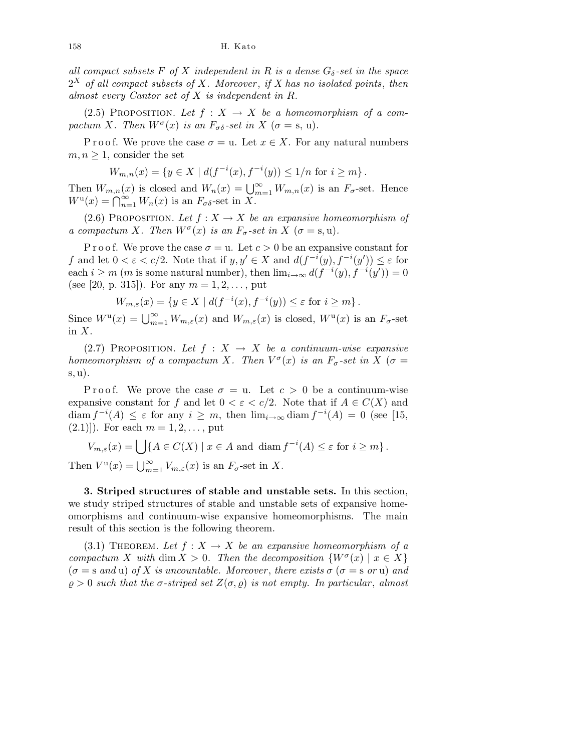*all compact subsets $F$ of $X$ independent in $R$ is a dense $G_\delta$-set in the space $2^X$ of all compact subsets of $X$. Moreover, if $X$ has no isolated points, then almost every Cantor set of $X$ is independent in $R$.*

(2.5) Proposition. *Let $f : X \to X$ be a homeomorphism of a compactum $X$. Then $W^\sigma(x)$ is an $F_{\sigma\delta}$-set in $X$ ($\sigma = \mathrm{s}, \mathrm{u}$).*

Proof. We prove the case $\sigma = \mathrm{u}$. Let $x \in X$. For any natural numbers $m, n \geq 1$, consider the set

$$W_{m,n}(x) = \{y \in X \mid d(f^{-i}(x), f^{-i}(y)) \leq 1/n \text{ for } i \geq m\}.$$

Then $W_{m,n}(x)$ is closed and $W_n(x) = \bigcup_{m=1}^{\infty} W_{m,n}(x)$ is an $F_\sigma$-set. Hence $W^{\mathrm{u}}(x) = \bigcap_{n=1}^{\infty} W_n(x)$ is an $F_{\sigma\delta}$-set in $X$.

(2.6) Proposition. *Let $f : X \to X$ be an expansive homeomorphism of a compactum $X$. Then $W^\sigma(x)$ is an $F_\sigma$-set in $X$ ($\sigma = \mathrm{s}, \mathrm{u}$).*

Proof. We prove the case $\sigma = \mathrm{u}$. Let $c > 0$ be an expansive constant for $f$ and let $0 < \varepsilon < c/2$. Note that if $y, y' \in X$ and $d(f^{-i}(y), f^{-i}(y')) \leq \varepsilon$ for each $i \geq m$ ($m$ is some natural number), then $\lim_{i\to\infty} d(f^{-i}(y), f^{-i}(y')) = 0$ (see [20, p. 315]). For any $m = 1, 2, \ldots$, put

$$W_{m,\varepsilon}(x) = \{y \in X \mid d(f^{-i}(x), f^{-i}(y)) \leq \varepsilon \text{ for } i \geq m\}.$$

Since $W^{\mathrm{u}}(x) = \bigcup_{m=1}^{\infty} W_{m,\varepsilon}(x)$ and $W_{m,\varepsilon}(x)$ is closed, $W^{\mathrm{u}}(x)$ is an $F_\sigma$-set in $X$.

(2.7) Proposition. *Let $f : X \to X$ be a continuum-wise expansive homeomorphism of a compactum $X$. Then $V^\sigma(x)$ is an $F_\sigma$-set in $X$ ($\sigma = \mathrm{s}, \mathrm{u}$).*

Proof. We prove the case $\sigma = \mathrm{u}$. Let $c > 0$ be a continuum-wise expansive constant for $f$ and let $0 < \varepsilon < c/2$. Note that if $A \in C(X)$ and $\operatorname{diam} f^{-i}(A) \leq \varepsilon$ for any $i \geq m$, then $\lim_{i\to\infty} \operatorname{diam} f^{-i}(A) = 0$ (see [15, (2.1)]). For each $m = 1, 2, \ldots$, put

$$V_{m,\varepsilon}(x) = \bigcup\{A \in C(X) \mid x \in A \text{ and } \operatorname{diam} f^{-i}(A) \leq \varepsilon \text{ for } i \geq m\}.$$

Then $V^{\mathrm{u}}(x) = \bigcup_{m=1}^{\infty} V_{m,\varepsilon}(x)$ is an $F_\sigma$-set in $X$.

**3. Striped structures of stable and unstable sets.** In this section, we study striped structures of stable and unstable sets of expansive homeomorphisms and continuum-wise expansive homeomorphisms. The main result of this section is the following theorem.

(3.1) Theorem. *Let $f : X \to X$ be an expansive homeomorphism of a compactum $X$ with $\dim X > 0$. Then the decomposition $\{W^\sigma(x) \mid x \in X\}$ ($\sigma = \mathrm{s}$ and $\mathrm{u}$) of $X$ is uncountable. Moreover, there exists $\sigma$ ($\sigma = \mathrm{s}$ or $\mathrm{u}$) and $\varrho > 0$ such that the $\sigma$-striped set $Z(\sigma, \varrho)$ is not empty. In particular, almost*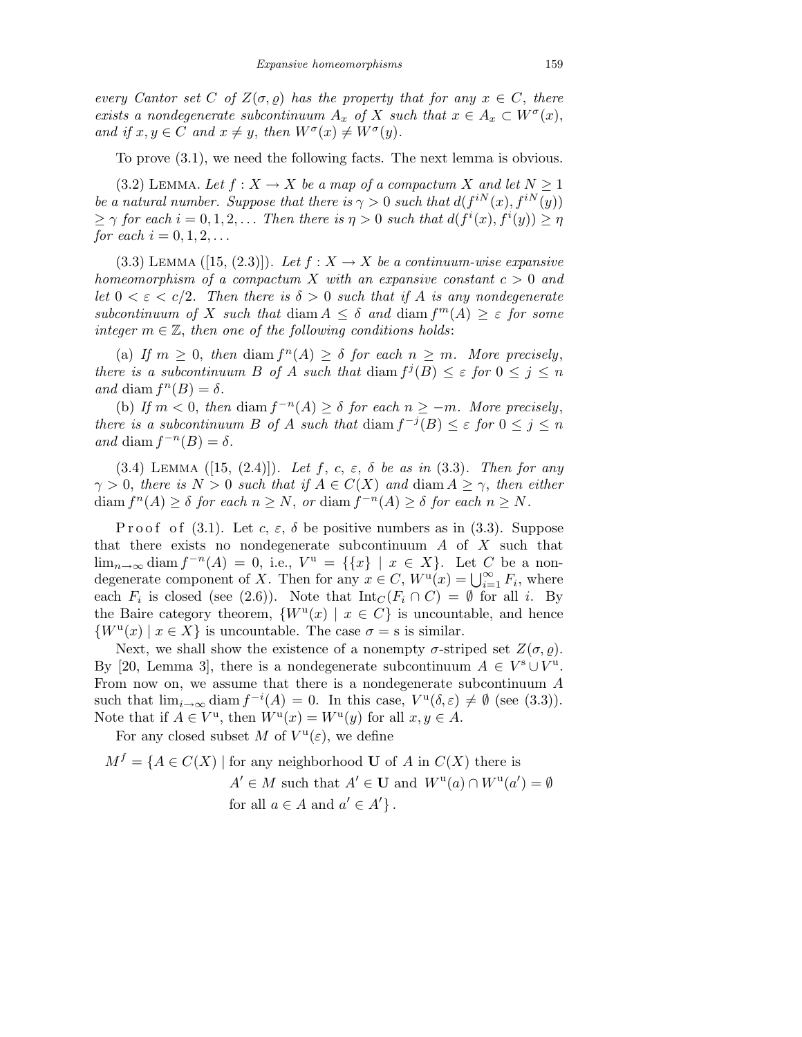*every Cantor set $C$ of $Z(\sigma, \varrho)$ has the property that for any $x \in C$, there exists a nondegenerate subcontinuum $A_x$ of $X$ such that $x \in A_x \subset W^\sigma(x)$, and if $x, y \in C$ and $x \neq y$, then $W^\sigma(x) \neq W^\sigma(y)$.*

To prove (3.1), we need the following facts. The next lemma is obvious.

(3.2) Lemma. *Let $f : X \to X$ be a map of a compactum $X$ and let $N \geq 1$ be a natural number. Suppose that there is $\gamma > 0$ such that $d(f^{iN}(x), f^{iN}(y)) \geq \gamma$ for each $i = 0, 1, 2, \ldots$ Then there is $\eta > 0$ such that $d(f^i(x), f^i(y)) \geq \eta$ for each $i = 0, 1, 2, \ldots$*

(3.3) Lemma ([15, (2.3)]). *Let $f : X \to X$ be a continuum-wise expansive homeomorphism of a compactum $X$ with an expansive constant $c > 0$ and let $0 < \varepsilon < c/2$. Then there is $\delta > 0$ such that if $A$ is any nondegenerate subcontinuum of $X$ such that $\operatorname{diam} A \leq \delta$ and $\operatorname{diam} f^m(A) \geq \varepsilon$ for some integer $m \in \mathbb{Z}$, then one of the following conditions holds*:

(a) *If $m \geq 0$, then $\operatorname{diam} f^n(A) \geq \delta$ for each $n \geq m$. More precisely, there is a subcontinuum $B$ of $A$ such that $\operatorname{diam} f^j(B) \leq \varepsilon$ for $0 \leq j \leq n$ and $\operatorname{diam} f^n(B) = \delta$.*

(b) *If $m < 0$, then $\operatorname{diam} f^{-n}(A) \geq \delta$ for each $n \geq -m$. More precisely, there is a subcontinuum $B$ of $A$ such that $\operatorname{diam} f^{-j}(B) \leq \varepsilon$ for $0 \leq j \leq n$ and $\operatorname{diam} f^{-n}(B) = \delta$.*

(3.4) Lemma ([15, (2.4)]). *Let $f$, $c$, $\varepsilon$, $\delta$ be as in (3.3). Then for any $\gamma > 0$, there is $N > 0$ such that if $A \in C(X)$ and $\operatorname{diam} A \geq \gamma$, then either $\operatorname{diam} f^n(A) \geq \delta$ for each $n \geq N$, or $\operatorname{diam} f^{-n}(A) \geq \delta$ for each $n \geq N$.*

Proof of (3.1). Let $c$, $\varepsilon$, $\delta$ be positive numbers as in (3.3). Suppose that there exists no nondegenerate subcontinuum $A$ of $X$ such that $\lim_{n\to\infty} \operatorname{diam} f^{-n}(A) = 0$, i.e., $V^{\mathrm{u}} = \{\{x\} \mid x \in X\}$. Let $C$ be a nondegenerate component of $X$. Then for any $x \in C$, $W^{\mathrm{u}}(x) = \bigcup_{i=1}^\infty F_i$, where each $F_i$ is closed (see (2.6)). Note that $\operatorname{Int}_C(F_i \cap C) = \emptyset$ for all $i$. By the Baire category theorem, $\{W^{\mathrm{u}}(x) \mid x \in C\}$ is uncountable, and hence $\{W^{\mathrm{u}}(x) \mid x \in X\}$ is uncountable. The case $\sigma = \mathrm{s}$ is similar.

Next, we shall show the existence of a nonempty $\sigma$-striped set $Z(\sigma, \varrho)$. By [20, Lemma 3], there is a nondegenerate subcontinuum $A \in V^{\mathrm{s}} \cup V^{\mathrm{u}}$. From now on, we assume that there is a nondegenerate subcontinuum $A$ such that $\lim_{i\to\infty} \operatorname{diam} f^{-i}(A) = 0$. In this case, $V^{\mathrm{u}}(\delta, \varepsilon) \neq \emptyset$ (see (3.3)). Note that if $A \in V^{\mathrm{u}}$, then $W^{\mathrm{u}}(x) = W^{\mathrm{u}}(y)$ for all $x, y \in A$.

For any closed subset $M$ of $V^{\mathrm{u}}(\varepsilon)$, we define

$$M^f = \{A \in C(X) \mid \text{for any neighborhood } \mathbf{U} \text{ of } A \text{ in } C(X) \text{ there is } A' \in M \text{ such that } A' \in \mathbf{U} \text{ and } W^{\mathrm{u}}(a) \cap W^{\mathrm{u}}(a') = \emptyset \text{ for all } a \in A \text{ and } a' \in A'\}.$$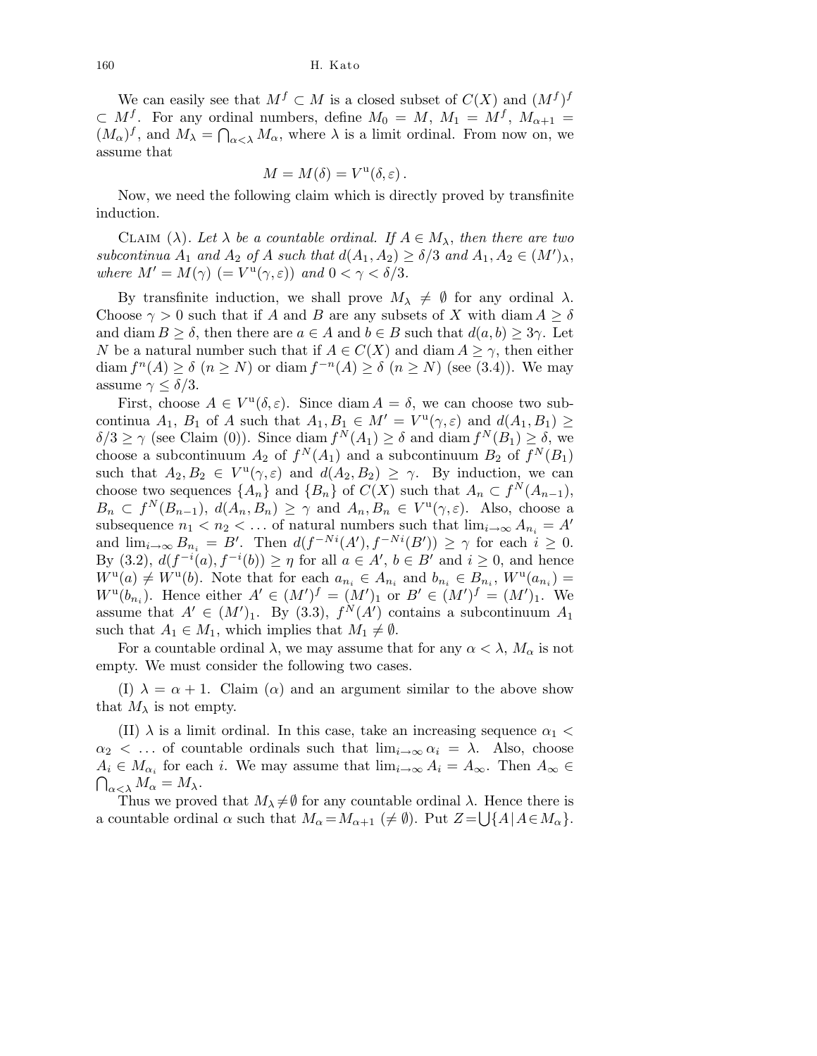We can easily see that $M^f \subset M$ is a closed subset of $C(X)$ and $(M^f)^f \subset M^f$. For any ordinal numbers, define $M_0 = M$, $M_1 = M^f$, $M_{\alpha+1} = (M_\alpha)^f$, and $M_\lambda = \bigcap_{\alpha<\lambda} M_\alpha$, where $\lambda$ is a limit ordinal. From now on, we assume that

$$M = M(\delta) = V^{\mathrm{u}}(\delta, \varepsilon)\,.$$

Now, we need the following claim which is directly proved by transfinite induction.

Claim ($\lambda$). *Let $\lambda$ be a countable ordinal. If $A \in M_\lambda$, then there are two subcontinua $A_1$ and $A_2$ of $A$ such that $d(A_1, A_2) \geq \delta/3$ and $A_1, A_2 \in (M')_\lambda$, where $M' = M(\gamma)$ $(= V^{\mathrm{u}}(\gamma, \varepsilon))$ and $0 < \gamma < \delta/3$.*

By transfinite induction, we shall prove $M_\lambda \neq \emptyset$ for any ordinal $\lambda$. Choose $\gamma > 0$ such that if $A$ and $B$ are any subsets of $X$ with $\operatorname{diam} A \geq \delta$ and $\operatorname{diam} B \geq \delta$, then there are $a \in A$ and $b \in B$ such that $d(a, b) \geq 3\gamma$. Let $N$ be a natural number such that if $A \in C(X)$ and $\operatorname{diam} A \geq \gamma$, then either $\operatorname{diam} f^n(A) \geq \delta$ $(n \geq N)$ or $\operatorname{diam} f^{-n}(A) \geq \delta$ $(n \geq N)$ (see (3.4)). We may assume $\gamma \leq \delta/3$.

First, choose $A \in V^{\mathrm{u}}(\delta, \varepsilon)$. Since $\operatorname{diam} A = \delta$, we can choose two subcontinua $A_1$, $B_1$ of $A$ such that $A_1, B_1 \in M' = V^{\mathrm{u}}(\gamma, \varepsilon)$ and $d(A_1, B_1) \geq \delta/3 \geq \gamma$ (see Claim (0)). Since $\operatorname{diam} f^N(A_1) \geq \delta$ and $\operatorname{diam} f^N(B_1) \geq \delta$, we choose a subcontinuum $A_2$ of $f^N(A_1)$ and a subcontinuum $B_2$ of $f^N(B_1)$ such that $A_2, B_2 \in V^{\mathrm{u}}(\gamma, \varepsilon)$ and $d(A_2, B_2) \geq \gamma$. By induction, we can choose two sequences $\{A_n\}$ and $\{B_n\}$ of $C(X)$ such that $A_n \subset f^N(A_{n-1})$, $B_n \subset f^N(B_{n-1})$, $d(A_n, B_n) \geq \gamma$ and $A_n, B_n \in V^{\mathrm{u}}(\gamma, \varepsilon)$. Also, choose a subsequence $n_1 < n_2 < \ldots$ of natural numbers such that $\lim_{i\to\infty} A_{n_i} = A'$ and $\lim_{i\to\infty} B_{n_i} = B'$. Then $d(f^{-Ni}(A'), f^{-Ni}(B')) \geq \gamma$ for each $i \geq 0$. By (3.2), $d(f^{-i}(a), f^{-i}(b)) \geq \eta$ for all $a \in A'$, $b \in B'$ and $i \geq 0$, and hence $W^{\mathrm{u}}(a) \neq W^{\mathrm{u}}(b)$. Note that for each $a_{n_i} \in A_{n_i}$ and $b_{n_i} \in B_{n_i}$, $W^{\mathrm{u}}(a_{n_i}) = W^{\mathrm{u}}(b_{n_i})$. Hence either $A' \in (M')^f = (M')_1$ or $B' \in (M')^f = (M')_1$. We assume that $A' \in (M')_1$. By (3.3), $f^N(A')$ contains a subcontinuum $A_1$ such that $A_1 \in M_1$, which implies that $M_1 \neq \emptyset$.

For a countable ordinal $\lambda$, we may assume that for any $\alpha < \lambda$, $M_\alpha$ is not empty. We must consider the following two cases.

(I) $\lambda = \alpha + 1$. Claim ($\alpha$) and an argument similar to the above show that $M_\lambda$ is not empty.

(II) $\lambda$ is a limit ordinal. In this case, take an increasing sequence $\alpha_1 < \alpha_2 < \ldots$ of countable ordinals such that $\lim_{i\to\infty} \alpha_i = \lambda$. Also, choose $A_i \in M_{\alpha_i}$ for each $i$. We may assume that $\lim_{i\to\infty} A_i = A_\infty$. Then $A_\infty \in \bigcap_{\alpha<\lambda} M_\alpha = M_\lambda$.

Thus we proved that $M_\lambda \neq \emptyset$ for any countable ordinal $\lambda$. Hence there is a countable ordinal $\alpha$ such that $M_\alpha = M_{\alpha+1}$ $(\neq \emptyset)$. Put $Z = \bigcup\{A \mid A \in M_\alpha\}$.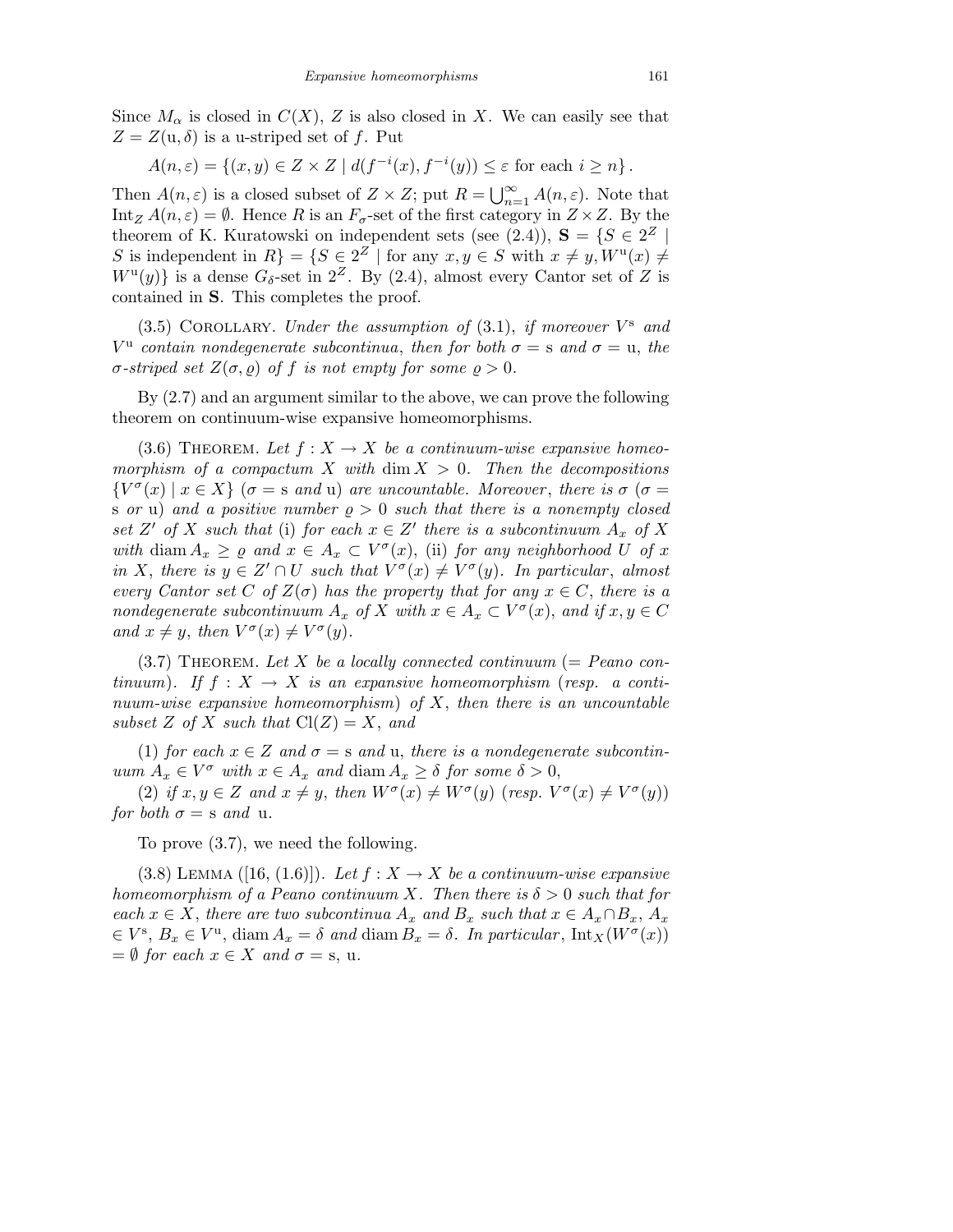Since $M_\alpha$ is closed in $C(X)$, $Z$ is also closed in $X$. We can easily see that $Z = Z(\mathrm{u}, \delta)$ is a u-striped set of $f$. Put

$$A(n, \varepsilon) = \{(x, y) \in Z \times Z \mid d(f^{-i}(x), f^{-i}(y)) \le \varepsilon \text{ for each } i \ge n\}.$$

Then $A(n, \varepsilon)$ is a closed subset of $Z \times Z$; put $R = \bigcup_{n=1}^{\infty} A(n, \varepsilon)$. Note that $\mathrm{Int}_Z\, A(n, \varepsilon) = \emptyset$. Hence $R$ is an $F_\sigma$-set of the first category in $Z \times Z$. By the theorem of K. Kuratowski on independent sets (see (2.4)), $\mathbf{S} = \{S \in 2^Z \mid S$ is independent in $R\} = \{S \in 2^Z \mid$ for any $x, y \in S$ with $x \ne y, W^{\mathrm{u}}(x) \ne W^{\mathrm{u}}(y)\}$ is a dense $G_\delta$-set in $2^Z$. By (2.4), almost every Cantor set of $Z$ is contained in $\mathbf{S}$. This completes the proof.

(3.5) Corollary. *Under the assumption of* (3.1), *if moreover* $V^{\mathrm{s}}$ *and* $V^{\mathrm{u}}$ *contain nondegenerate subcontinua, then for both* $\sigma = \mathrm{s}$ *and* $\sigma = \mathrm{u}$, *the* $\sigma$*-striped set* $Z(\sigma, \varrho)$ *of* $f$ *is not empty for some* $\varrho > 0$.

By (2.7) and an argument similar to the above, we can prove the following theorem on continuum-wise expansive homeomorphisms.

(3.6) Theorem. *Let* $f : X \to X$ *be a continuum-wise expansive homeomorphism of a compactum* $X$ *with* $\dim X > 0$. *Then the decompositions* $\{V^\sigma(x) \mid x \in X\}$ ($\sigma = \mathrm{s}$ *and* $\mathrm{u}$) *are uncountable. Moreover, there is* $\sigma$ ($\sigma = \mathrm{s}$ *or* $\mathrm{u}$) *and a positive number* $\varrho > 0$ *such that there is a nonempty closed set* $Z'$ *of* $X$ *such that* (i) *for each* $x \in Z'$ *there is a subcontinuum* $A_x$ *of* $X$ *with* $\mathrm{diam}\, A_x \ge \varrho$ *and* $x \in A_x \subset V^\sigma(x)$, (ii) *for any neighborhood* $U$ *of* $x$ *in* $X$, *there is* $y \in Z' \cap U$ *such that* $V^\sigma(x) \ne V^\sigma(y)$. *In particular, almost every Cantor set* $C$ *of* $Z(\sigma)$ *has the property that for any* $x \in C$, *there is a nondegenerate subcontinuum* $A_x$ *of* $X$ *with* $x \in A_x \subset V^\sigma(x)$, *and if* $x, y \in C$ *and* $x \ne y$, *then* $V^\sigma(x) \ne V^\sigma(y)$.

(3.7) Theorem. *Let* $X$ *be a locally connected continuum* (= *Peano continuum*). *If* $f : X \to X$ *is an expansive homeomorphism* (*resp. a continuum-wise expansive homeomorphism*) *of* $X$, *then there is an uncountable subset* $Z$ *of* $X$ *such that* $\mathrm{Cl}(Z) = X$, *and*

(1) *for each* $x \in Z$ *and* $\sigma = \mathrm{s}$ *and* $\mathrm{u}$, *there is a nondegenerate subcontinuum* $A_x \in V^\sigma$ *with* $x \in A_x$ *and* $\mathrm{diam}\, A_x \ge \delta$ *for some* $\delta > 0$,

(2) *if* $x, y \in Z$ *and* $x \ne y$, *then* $W^\sigma(x) \ne W^\sigma(y)$ (*resp.* $V^\sigma(x) \ne V^\sigma(y)$) *for both* $\sigma = \mathrm{s}$ *and* $\mathrm{u}$.

To prove (3.7), we need the following.

(3.8) Lemma ([16, (1.6)]). *Let* $f : X \to X$ *be a continuum-wise expansive homeomorphism of a Peano continuum* $X$. *Then there is* $\delta > 0$ *such that for each* $x \in X$, *there are two subcontinua* $A_x$ *and* $B_x$ *such that* $x \in A_x \cap B_x$, $A_x \in V^{\mathrm{s}}$, $B_x \in V^{\mathrm{u}}$, $\mathrm{diam}\, A_x = \delta$ *and* $\mathrm{diam}\, B_x = \delta$. *In particular*, $\mathrm{Int}_X(W^\sigma(x)) = \emptyset$ *for each* $x \in X$ *and* $\sigma = \mathrm{s}, \mathrm{u}$.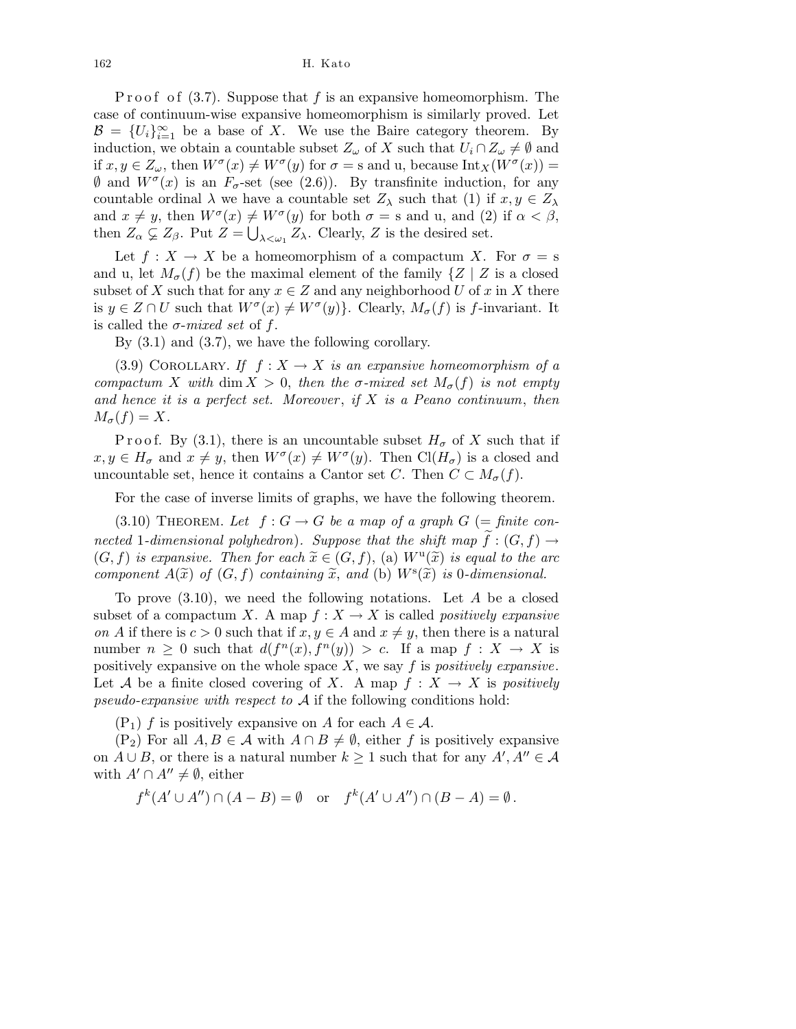P r o o f o f (3.7). Suppose that $f$ is an expansive homeomorphism. The case of continuum-wise expansive homeomorphism is similarly proved. Let $\mathcal{B} = \{U_i\}_{i=1}^{\infty}$ be a base of $X$. We use the Baire category theorem. By induction, we obtain a countable subset $Z_\omega$ of $X$ such that $U_i \cap Z_\omega \neq \emptyset$ and if $x, y \in Z_\omega$, then $W^\sigma(x) \neq W^\sigma(y)$ for $\sigma = \mathrm{s}$ and u, because $\mathrm{Int}_X(W^\sigma(x)) = \emptyset$ and $W^\sigma(x)$ is an $F_\sigma$-set (see (2.6)). By transfinite induction, for any countable ordinal $\lambda$ we have a countable set $Z_\lambda$ such that (1) if $x, y \in Z_\lambda$ and $x \neq y$, then $W^\sigma(x) \neq W^\sigma(y)$ for both $\sigma = \mathrm{s}$ and u, and (2) if $\alpha < \beta$, then $Z_\alpha \subsetneq Z_\beta$. Put $Z = \bigcup_{\lambda < \omega_1} Z_\lambda$. Clearly, $Z$ is the desired set.

Let $f : X \to X$ be a homeomorphism of a compactum $X$. For $\sigma = \mathrm{s}$ and u, let $M_\sigma(f)$ be the maximal element of the family $\{Z \mid Z$ is a closed subset of $X$ such that for any $x \in Z$ and any neighborhood $U$ of $x$ in $X$ there is $y \in Z \cap U$ such that $W^\sigma(x) \neq W^\sigma(y)\}$. Clearly, $M_\sigma(f)$ is $f$-invariant. It is called the *$\sigma$-mixed set* of $f$.

By (3.1) and (3.7), we have the following corollary.

(3.9) COROLLARY. *If $f : X \to X$ is an expansive homeomorphism of a compactum $X$ with $\dim X > 0$, then the $\sigma$-mixed set $M_\sigma(f)$ is not empty and hence it is a perfect set. Moreover, if $X$ is a Peano continuum, then $M_\sigma(f) = X$.*

P r o o f. By (3.1), there is an uncountable subset $H_\sigma$ of $X$ such that if $x, y \in H_\sigma$ and $x \neq y$, then $W^\sigma(x) \neq W^\sigma(y)$. Then $\mathrm{Cl}(H_\sigma)$ is a closed and uncountable set, hence it contains a Cantor set $C$. Then $C \subset M_\sigma(f)$.

For the case of inverse limits of graphs, we have the following theorem.

(3.10) THEOREM. *Let $f : G \to G$ be a map of a graph $G$ (= finite connected 1-dimensional polyhedron). Suppose that the shift map $\widetilde{f} : (G, f) \to (G, f)$ is expansive. Then for each $\widetilde{x} \in (G, f)$, (a) $W^{\mathrm{u}}(\widetilde{x})$ is equal to the arc component $A(\widetilde{x})$ of $(G, f)$ containing $\widetilde{x}$, and (b) $W^{\mathrm{s}}(\widetilde{x})$ is 0-dimensional.*

To prove (3.10), we need the following notations. Let $A$ be a closed subset of a compactum $X$. A map $f : X \to X$ is called *positively expansive on $A$* if there is $c > 0$ such that if $x, y \in A$ and $x \neq y$, then there is a natural number $n \geq 0$ such that $d(f^n(x), f^n(y)) > c$. If a map $f : X \to X$ is positively expansive on the whole space $X$, we say $f$ is *positively expansive*. Let $\mathcal{A}$ be a finite closed covering of $X$. A map $f : X \to X$ is *positively pseudo-expansive with respect to $\mathcal{A}$* if the following conditions hold:

($\mathrm{P}_1$) $f$ is positively expansive on $A$ for each $A \in \mathcal{A}$.

($\mathrm{P}_2$) For all $A, B \in \mathcal{A}$ with $A \cap B \neq \emptyset$, either $f$ is positively expansive on $A \cup B$, or there is a natural number $k \geq 1$ such that for any $A', A'' \in \mathcal{A}$ with $A' \cap A'' \neq \emptyset$, either

$$f^k(A' \cup A'') \cap (A - B) = \emptyset \quad \text{or} \quad f^k(A' \cup A'') \cap (B - A) = \emptyset\,.$$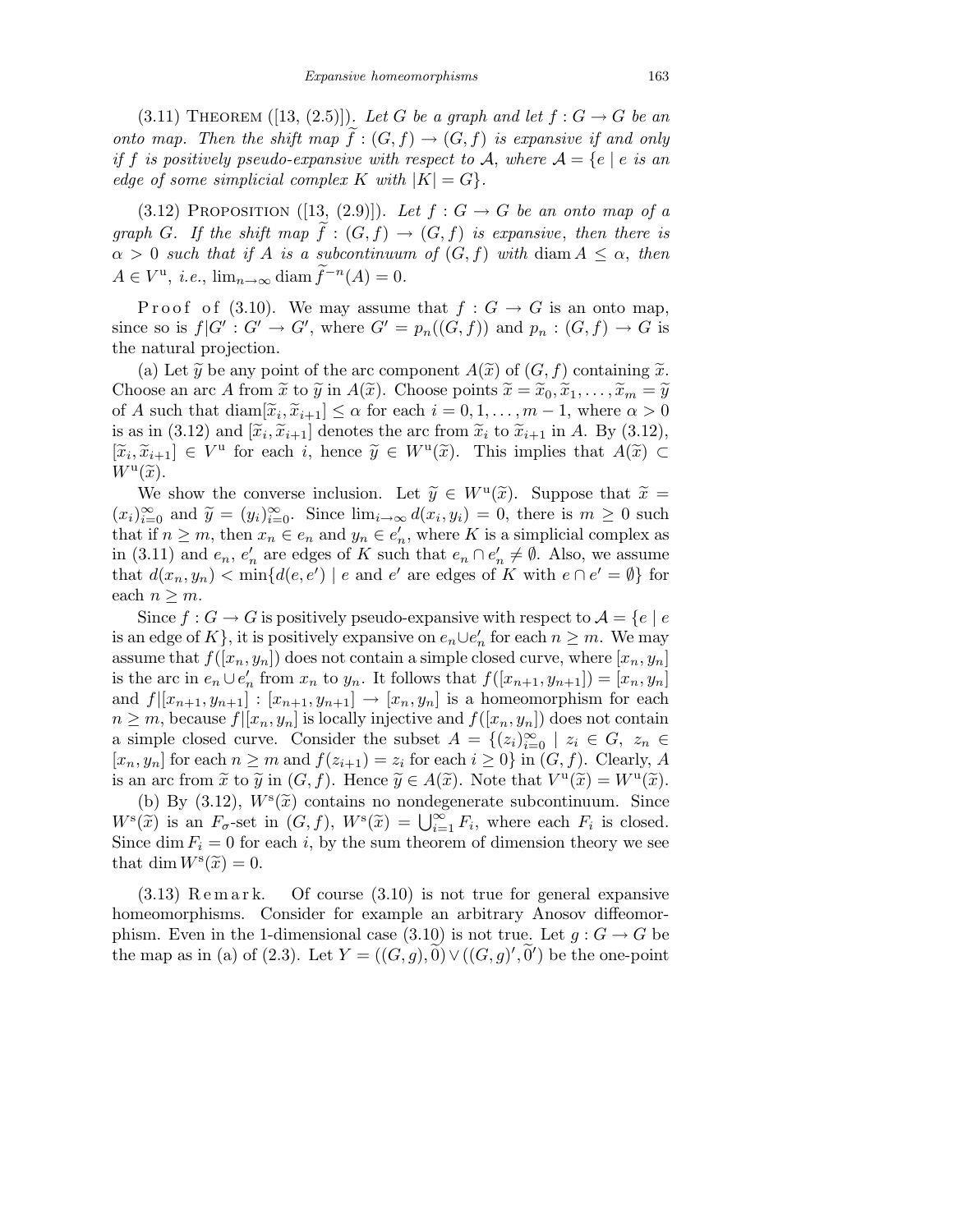(3.11) Theorem ([13, (2.5)]). *Let $G$ be a graph and let $f : G \to G$ be an onto map. Then the shift map $\widetilde{f} : (G, f) \to (G, f)$ is expansive if and only if $f$ is positively pseudo-expansive with respect to $\mathcal{A}$, where $\mathcal{A} = \{e \mid e$ is an edge of some simplicial complex $K$ with $|K| = G\}$.*

(3.12) Proposition ([13, (2.9)]). *Let $f : G \to G$ be an onto map of a graph $G$. If the shift map $\widetilde{f} : (G, f) \to (G, f)$ is expansive, then there is $\alpha > 0$ such that if $A$ is a subcontinuum of $(G, f)$ with $\operatorname{diam} A \le \alpha$, then $A \in V^{\mathrm{u}}$, i.e., $\lim_{n\to\infty} \operatorname{diam} \widetilde{f}^{-n}(A) = 0$.*

Proof of (3.10). We may assume that $f : G \to G$ is an onto map, since so is $f|G' : G' \to G'$, where $G' = p_n((G, f))$ and $p_n : (G, f) \to G$ is the natural projection.

(a) Let $\widetilde{y}$ be any point of the arc component $A(\widetilde{x})$ of $(G, f)$ containing $\widetilde{x}$. Choose an arc $A$ from $\widetilde{x}$ to $\widetilde{y}$ in $A(\widetilde{x})$. Choose points $\widetilde{x} = \widetilde{x}_0, \widetilde{x}_1, \ldots, \widetilde{x}_m = \widetilde{y}$ of $A$ such that $\operatorname{diam}[\widetilde{x}_i, \widetilde{x}_{i+1}] \le \alpha$ for each $i = 0, 1, \ldots, m-1$, where $\alpha > 0$ is as in (3.12) and $[\widetilde{x}_i, \widetilde{x}_{i+1}]$ denotes the arc from $\widetilde{x}_i$ to $\widetilde{x}_{i+1}$ in $A$. By (3.12), $[\widetilde{x}_i, \widetilde{x}_{i+1}] \in V^{\mathrm{u}}$ for each $i$, hence $\widetilde{y} \in W^{\mathrm{u}}(\widetilde{x})$. This implies that $A(\widetilde{x}) \subset W^{\mathrm{u}}(\widetilde{x})$.

We show the converse inclusion. Let $\widetilde{y} \in W^{\mathrm{u}}(\widetilde{x})$. Suppose that $\widetilde{x} = (x_i)_{i=0}^{\infty}$ and $\widetilde{y} = (y_i)_{i=0}^{\infty}$. Since $\lim_{i\to\infty} d(x_i, y_i) = 0$, there is $m \ge 0$ such that if $n \ge m$, then $x_n \in e_n$ and $y_n \in e_n'$, where $K$ is a simplicial complex as in (3.11) and $e_n$, $e_n'$ are edges of $K$ such that $e_n \cap e_n' \ne \emptyset$. Also, we assume that $d(x_n, y_n) < \min\{d(e, e') \mid e$ and $e'$ are edges of $K$ with $e \cap e' = \emptyset\}$ for each $n \ge m$.

Since $f : G \to G$ is positively pseudo-expansive with respect to $\mathcal{A} = \{e \mid e$ is an edge of $K\}$, it is positively expansive on $e_n \cup e_n'$ for each $n \ge m$. We may assume that $f([x_n, y_n])$ does not contain a simple closed curve, where $[x_n, y_n]$ is the arc in $e_n \cup e_n'$ from $x_n$ to $y_n$. It follows that $f([x_{n+1}, y_{n+1}]) = [x_n, y_n]$ and $f|[x_{n+1}, y_{n+1}] : [x_{n+1}, y_{n+1}] \to [x_n, y_n]$ is a homeomorphism for each $n \ge m$, because $f|[x_n, y_n]$ is locally injective and $f([x_n, y_n])$ does not contain a simple closed curve. Consider the subset $A = \{(z_i)_{i=0}^{\infty} \mid z_i \in G,\ z_n \in [x_n, y_n]$ for each $n \ge m$ and $f(z_{i+1}) = z_i$ for each $i \ge 0\}$ in $(G, f)$. Clearly, $A$ is an arc from $\widetilde{x}$ to $\widetilde{y}$ in $(G, f)$. Hence $\widetilde{y} \in A(\widetilde{x})$. Note that $V^{\mathrm{u}}(\widetilde{x}) = W^{\mathrm{u}}(\widetilde{x})$.

(b) By (3.12), $W^{\mathrm{s}}(\widetilde{x})$ contains no nondegenerate subcontinuum. Since $W^{\mathrm{s}}(\widetilde{x})$ is an $F_\sigma$-set in $(G, f)$, $W^{\mathrm{s}}(\widetilde{x}) = \bigcup_{i=1}^{\infty} F_i$, where each $F_i$ is closed. Since $\dim F_i = 0$ for each $i$, by the sum theorem of dimension theory we see that $\dim W^{\mathrm{s}}(\widetilde{x}) = 0$.

(3.13) Remark. Of course (3.10) is not true for general expansive homeomorphisms. Consider for example an arbitrary Anosov diffeomorphism. Even in the 1-dimensional case (3.10) is not true. Let $g : G \to G$ be the map as in (a) of (2.3). Let $Y = ((G, g), \widetilde{0}) \vee ((G, g)', \widetilde{0}')$ be the one-point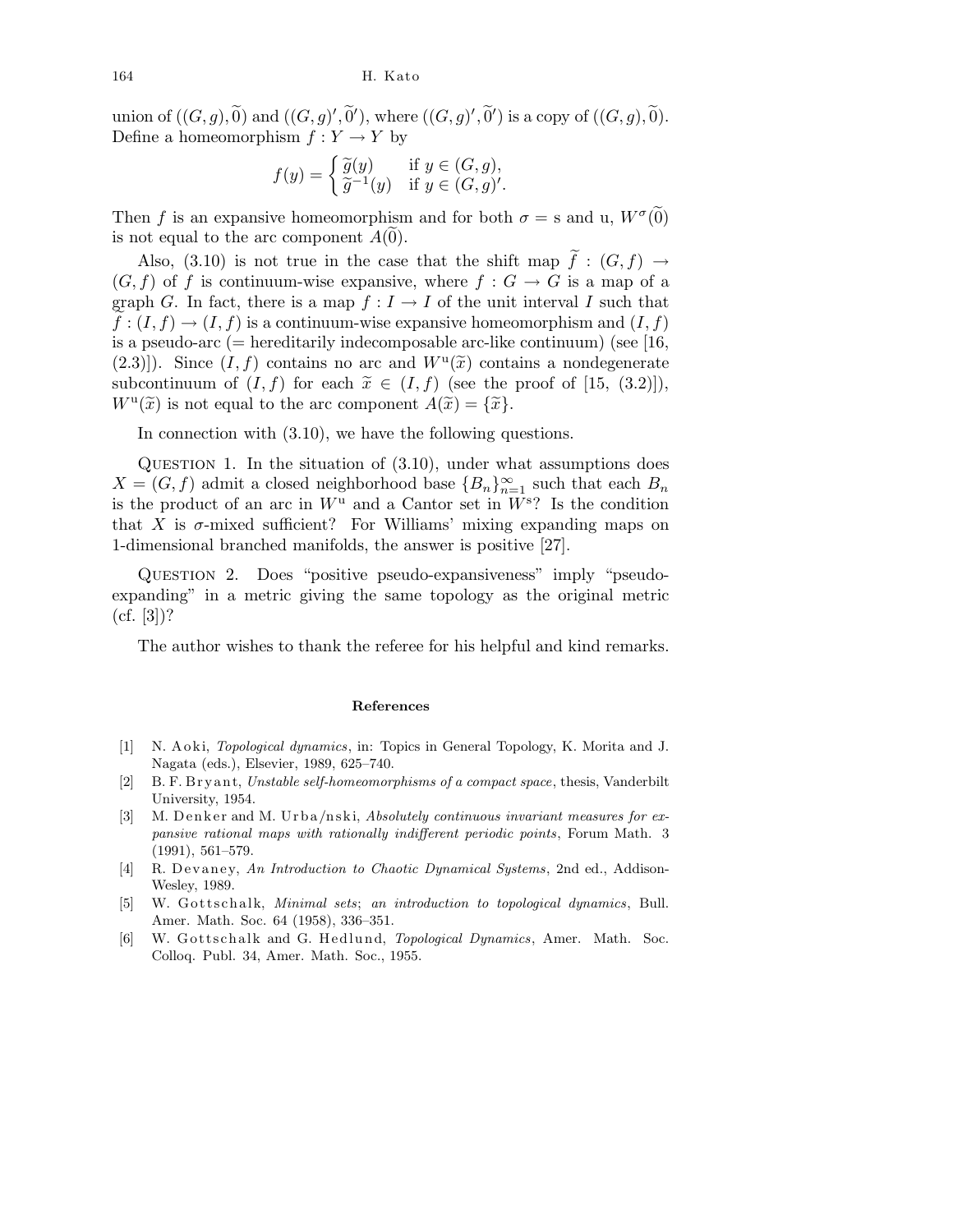union of $((G,g),\widetilde{0})$ and $((G,g)',\widetilde{0}')$, where $((G,g)',\widetilde{0}')$ is a copy of $((G,g),\widetilde{0})$. Define a homeomorphism $f : Y \to Y$ by

$$f(y) = \begin{cases} \widetilde{g}(y) & \text{if } y \in (G,g), \\ \widetilde{g}^{-1}(y) & \text{if } y \in (G,g)'. \end{cases}$$

Then $f$ is an expansive homeomorphism and for both $\sigma = \mathrm{s}$ and u, $W^\sigma(\widetilde{0})$ is not equal to the arc component $A(\widetilde{0})$.

Also, (3.10) is not true in the case that the shift map $\widetilde{f} : (G,f) \to (G,f)$ of $f$ is continuum-wise expansive, where $f : G \to G$ is a map of a graph $G$. In fact, there is a map $f : I \to I$ of the unit interval $I$ such that $\widetilde{f} : (I,f) \to (I,f)$ is a continuum-wise expansive homeomorphism and $(I,f)$ is a pseudo-arc (= hereditarily indecomposable arc-like continuum) (see [16, (2.3)]). Since $(I,f)$ contains no arc and $W^{\mathrm{u}}(\widetilde{x})$ contains a nondegenerate subcontinuum of $(I,f)$ for each $\widetilde{x} \in (I,f)$ (see the proof of [15, (3.2)]), $W^{\mathrm{u}}(\widetilde{x})$ is not equal to the arc component $A(\widetilde{x}) = \{\widetilde{x}\}$.

In connection with (3.10), we have the following questions.

Question 1. In the situation of (3.10), under what assumptions does $X = (G,f)$ admit a closed neighborhood base $\{B_n\}_{n=1}^{\infty}$ such that each $B_n$ is the product of an arc in $W^{\mathrm{u}}$ and a Cantor set in $W^{\mathrm{s}}$? Is the condition that $X$ is $\sigma$-mixed sufficient? For Williams' mixing expanding maps on 1-dimensional branched manifolds, the answer is positive [27].

Question 2. Does "positive pseudo-expansiveness" imply "pseudo-expanding" in a metric giving the same topology as the original metric (cf. [3])?

The author wishes to thank the referee for his helpful and kind remarks.

## References

[1] N. Aoki, *Topological dynamics*, in: Topics in General Topology, K. Morita and J. Nagata (eds.), Elsevier, 1989, 625–740.

[2] B. F. Bryant, *Unstable self-homeomorphisms of a compact space*, thesis, Vanderbilt University, 1954.

[3] M. Denker and M. Urbański, *Absolutely continuous invariant measures for expansive rational maps with rationally indifferent periodic points*, Forum Math. 3 (1991), 561–579.

[4] R. Devaney, *An Introduction to Chaotic Dynamical Systems*, 2nd ed., Addison-Wesley, 1989.

[5] W. Gottschalk, *Minimal sets; an introduction to topological dynamics*, Bull. Amer. Math. Soc. 64 (1958), 336–351.

[6] W. Gottschalk and G. Hedlund, *Topological Dynamics*, Amer. Math. Soc. Colloq. Publ. 34, Amer. Math. Soc., 1955.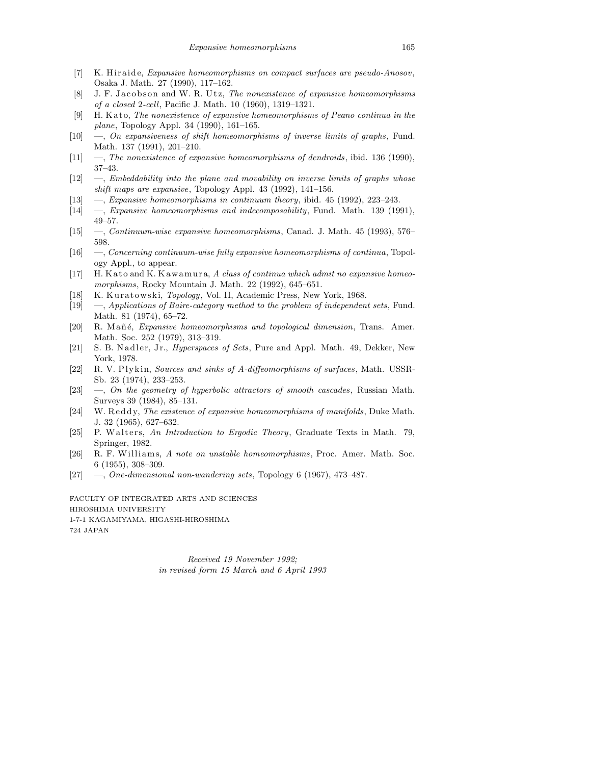[7] K. Hiraide, *Expansive homeomorphisms on compact surfaces are pseudo-Anosov*, Osaka J. Math. 27 (1990), 117–162.

[8] J. F. Jacobson and W. R. Utz, *The nonexistence of expansive homeomorphisms of a closed 2-cell*, Pacific J. Math. 10 (1960), 1319–1321.

[9] H. Kato, *The nonexistence of expansive homeomorphisms of Peano continua in the plane*, Topology Appl. 34 (1990), 161–165.

[10] —, *On expansiveness of shift homeomorphisms of inverse limits of graphs*, Fund. Math. 137 (1991), 201–210.

[11] —, *The nonexistence of expansive homeomorphisms of dendroids*, ibid. 136 (1990), 37–43.

[12] —, *Embeddability into the plane and movability on inverse limits of graphs whose shift maps are expansive*, Topology Appl. 43 (1992), 141–156.

[13] —, *Expansive homeomorphisms in continuum theory*, ibid. 45 (1992), 223–243.

[14] —, *Expansive homeomorphisms and indecomposability*, Fund. Math. 139 (1991), 49–57.

[15] —, *Continuum-wise expansive homeomorphisms*, Canad. J. Math. 45 (1993), 576–598.

[16] —, *Concerning continuum-wise fully expansive homeomorphisms of continua*, Topology Appl., to appear.

[17] H. Kato and K. Kawamura, *A class of continua which admit no expansive homeomorphisms*, Rocky Mountain J. Math. 22 (1992), 645–651.

[18] K. Kuratowski, *Topology*, Vol. II, Academic Press, New York, 1968.

[19] —, *Applications of Baire-category method to the problem of independent sets*, Fund. Math. 81 (1974), 65–72.

[20] R. Mañé, *Expansive homeomorphisms and topological dimension*, Trans. Amer. Math. Soc. 252 (1979), 313–319.

[21] S. B. Nadler, Jr., *Hyperspaces of Sets*, Pure and Appl. Math. 49, Dekker, New York, 1978.

[22] R. V. Plykin, *Sources and sinks of A-diffeomorphisms of surfaces*, Math. USSR-Sb. 23 (1974), 233–253.

[23] —, *On the geometry of hyperbolic attractors of smooth cascades*, Russian Math. Surveys 39 (1984), 85–131.

[24] W. Reddy, *The existence of expansive homeomorphisms of manifolds*, Duke Math. J. 32 (1965), 627–632.

[25] P. Walters, *An Introduction to Ergodic Theory*, Graduate Texts in Math. 79, Springer, 1982.

[26] R. F. Williams, *A note on unstable homeomorphisms*, Proc. Amer. Math. Soc. 6 (1955), 308–309.

[27] —, *One-dimensional non-wandering sets*, Topology 6 (1967), 473–487.

FACULTY OF INTEGRATED ARTS AND SCIENCES
HIROSHIMA UNIVERSITY
1-7-1 KAGAMIYAMA, HIGASHI-HIROSHIMA
724 JAPAN

*Received 19 November 1992;*
*in revised form 15 March and 6 April 1993*